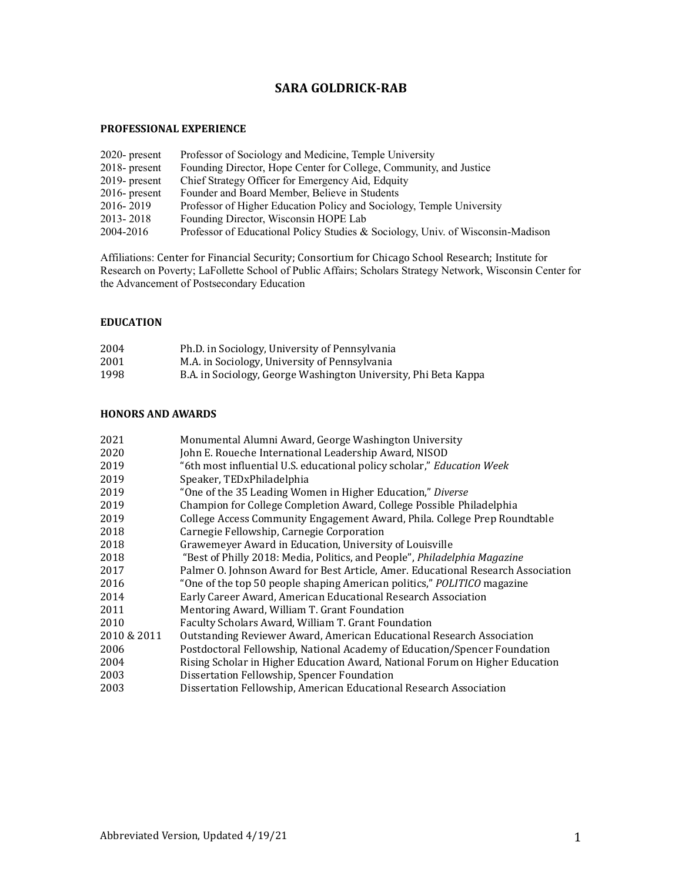# SARA GOLDRICK-RAB

## PROFESSIONAL EXPERIENCE

| | |
|---|---|
| 2020- present | Professor of Sociology and Medicine, Temple University |
| 2018- present | Founding Director, Hope Center for College, Community, and Justice |
| 2019- present | Chief Strategy Officer for Emergency Aid, Edquity |
| 2016- present | Founder and Board Member, Believe in Students |
| 2016- 2019 | Professor of Higher Education Policy and Sociology, Temple University |
| 2013- 2018 | Founding Director, Wisconsin HOPE Lab |
| 2004-2016 | Professor of Educational Policy Studies & Sociology, Univ. of Wisconsin-Madison |

Affiliations: Center for Financial Security; Consortium for Chicago School Research; Institute for Research on Poverty; LaFollette School of Public Affairs; Scholars Strategy Network, Wisconsin Center for the Advancement of Postsecondary Education

## EDUCATION

| | |
|---|---|
| 2004 | Ph.D. in Sociology, University of Pennsylvania |
| 2001 | M.A. in Sociology, University of Pennsylvania |
| 1998 | B.A. in Sociology, George Washington University, Phi Beta Kappa |

## HONORS AND AWARDS

| | |
|---|---|
| 2021 | Monumental Alumni Award, George Washington University |
| 2020 | John E. Roueche International Leadership Award, NISOD |
| 2019 | "6th most influential U.S. educational policy scholar," *Education Week* |
| 2019 | Speaker, TEDxPhiladelphia |
| 2019 | "One of the 35 Leading Women in Higher Education," *Diverse* |
| 2019 | Champion for College Completion Award, College Possible Philadelphia |
| 2019 | College Access Community Engagement Award, Phila. College Prep Roundtable |
| 2018 | Carnegie Fellowship, Carnegie Corporation |
| 2018 | Grawemeyer Award in Education, University of Louisville |
| 2018 | "Best of Philly 2018: Media, Politics, and People", *Philadelphia Magazine* |
| 2017 | Palmer O. Johnson Award for Best Article, Amer. Educational Research Association |
| 2016 | "One of the top 50 people shaping American politics," *POLITICO* magazine |
| 2014 | Early Career Award, American Educational Research Association |
| 2011 | Mentoring Award, William T. Grant Foundation |
| 2010 | Faculty Scholars Award, William T. Grant Foundation |
| 2010 & 2011 | Outstanding Reviewer Award, American Educational Research Association |
| 2006 | Postdoctoral Fellowship, National Academy of Education/Spencer Foundation |
| 2004 | Rising Scholar in Higher Education Award, National Forum on Higher Education |
| 2003 | Dissertation Fellowship, Spencer Foundation |
| 2003 | Dissertation Fellowship, American Educational Research Association |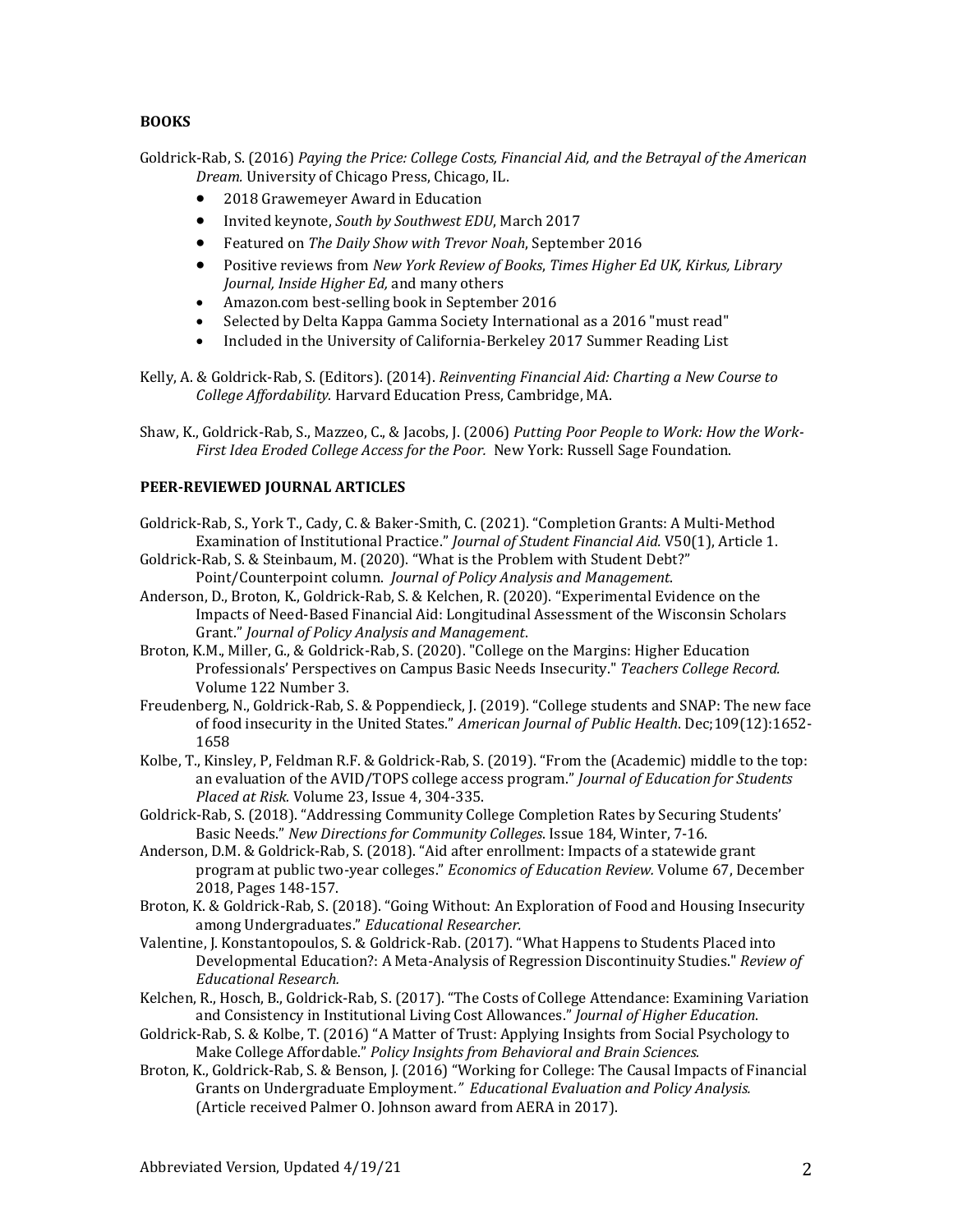**BOOKS**

Goldrick-Rab, S. (2016) *Paying the Price: College Costs, Financial Aid, and the Betrayal of the American Dream.* University of Chicago Press, Chicago, IL.

- 2018 Grawemeyer Award in Education
- Invited keynote, *South by Southwest EDU*, March 2017
- Featured on *The Daily Show with Trevor Noah*, September 2016
- Positive reviews from *New York Review of Books*, *Times Higher Ed UK, Kirkus, Library Journal, Inside Higher Ed,* and many others
- Amazon.com best-selling book in September 2016
- Selected by Delta Kappa Gamma Society International as a 2016 "must read"
- Included in the University of California-Berkeley 2017 Summer Reading List

Kelly, A. & Goldrick-Rab, S. (Editors). (2014). *Reinventing Financial Aid: Charting a New Course to College Affordability.* Harvard Education Press, Cambridge, MA.

Shaw, K., Goldrick-Rab, S., Mazzeo, C., & Jacobs, J. (2006) *Putting Poor People to Work: How the Work-First Idea Eroded College Access for the Poor.* New York: Russell Sage Foundation.

**PEER-REVIEWED JOURNAL ARTICLES**

Goldrick-Rab, S., York T., Cady, C. & Baker-Smith, C. (2021). "Completion Grants: A Multi-Method Examination of Institutional Practice." *Journal of Student Financial Aid.* V50(1), Article 1.

Goldrick-Rab, S. & Steinbaum, M. (2020). "What is the Problem with Student Debt?" Point/Counterpoint column. *Journal of Policy Analysis and Management*.

Anderson, D., Broton, K., Goldrick-Rab, S. & Kelchen, R. (2020). "Experimental Evidence on the Impacts of Need-Based Financial Aid: Longitudinal Assessment of the Wisconsin Scholars Grant." *Journal of Policy Analysis and Management*.

Broton, K.M., Miller, G., & Goldrick-Rab, S. (2020). "College on the Margins: Higher Education Professionals' Perspectives on Campus Basic Needs Insecurity." *Teachers College Record.* Volume 122 Number 3.

Freudenberg, N., Goldrick-Rab, S. & Poppendieck, J. (2019). "College students and SNAP: The new face of food insecurity in the United States." *American Journal of Public Health*. Dec;109(12):1652-1658

Kolbe, T., Kinsley, P, Feldman R.F. & Goldrick-Rab, S. (2019). "From the (Academic) middle to the top: an evaluation of the AVID/TOPS college access program." *Journal of Education for Students Placed at Risk.* Volume 23, Issue 4, 304-335.

Goldrick-Rab, S. (2018). "Addressing Community College Completion Rates by Securing Students' Basic Needs." *New Directions for Community Colleges*. Issue 184, Winter, 7-16.

Anderson, D.M. & Goldrick-Rab, S. (2018). "Aid after enrollment: Impacts of a statewide grant program at public two-year colleges." *Economics of Education Review.* Volume 67, December 2018, Pages 148-157.

Broton, K. & Goldrick-Rab, S. (2018). "Going Without: An Exploration of Food and Housing Insecurity among Undergraduates." *Educational Researcher.*

Valentine, J. Konstantopoulos, S. & Goldrick-Rab. (2017). "What Happens to Students Placed into Developmental Education?: A Meta-Analysis of Regression Discontinuity Studies." *Review of Educational Research.*

Kelchen, R., Hosch, B., Goldrick-Rab, S. (2017). "The Costs of College Attendance: Examining Variation and Consistency in Institutional Living Cost Allowances." *Journal of Higher Education*.

Goldrick-Rab, S. & Kolbe, T. (2016) "A Matter of Trust: Applying Insights from Social Psychology to Make College Affordable." *Policy Insights from Behavioral and Brain Sciences.*

Broton, K., Goldrick-Rab, S. & Benson, J. (2016) "Working for College: The Causal Impacts of Financial Grants on Undergraduate Employment." *Educational Evaluation and Policy Analysis.* (Article received Palmer O. Johnson award from AERA in 2017).

Abbreviated Version, Updated 4/19/21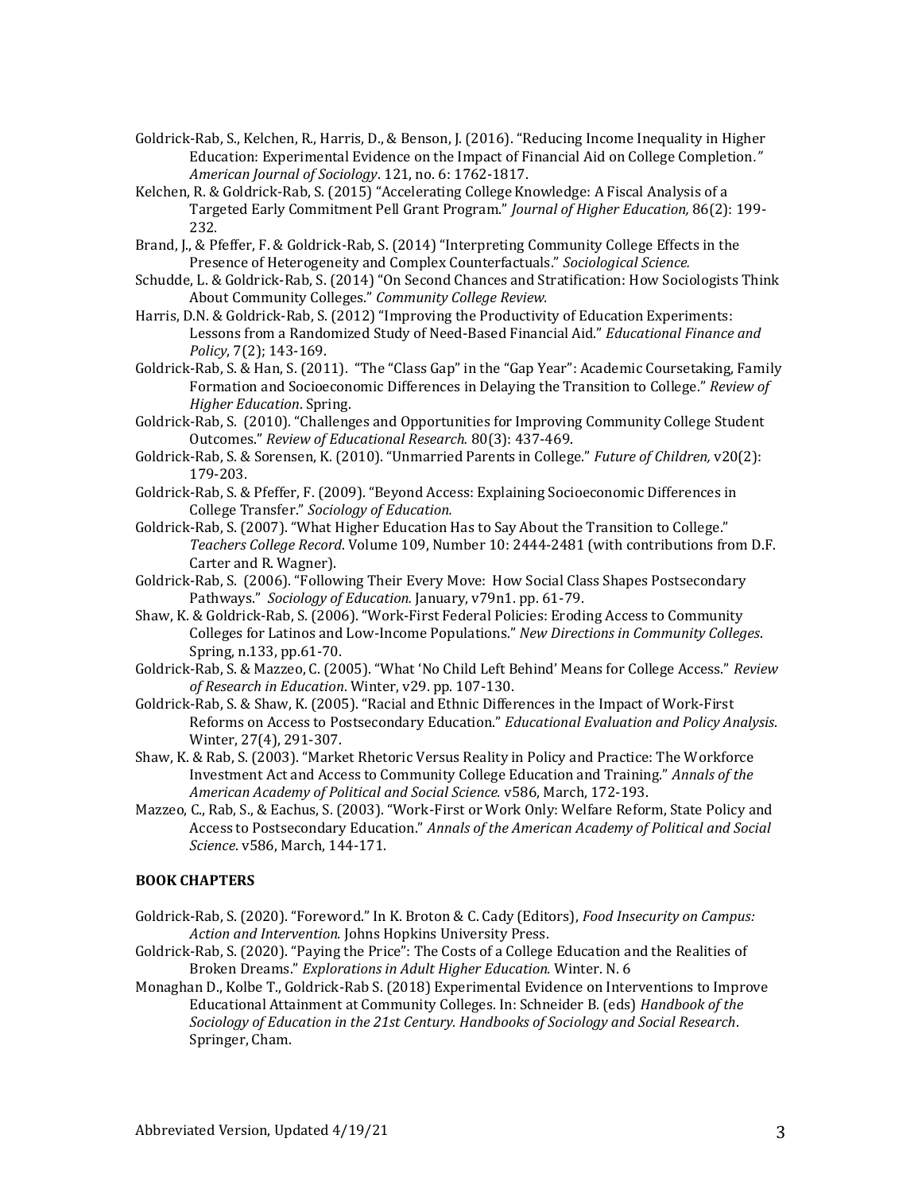Goldrick-Rab, S., Kelchen, R., Harris, D., & Benson, J. (2016). "Reducing Income Inequality in Higher Education: Experimental Evidence on the Impact of Financial Aid on College Completion*."* *American Journal of Sociology*. 121, no. 6: 1762-1817.

Kelchen, R. & Goldrick-Rab, S. (2015) "Accelerating College Knowledge: A Fiscal Analysis of a Targeted Early Commitment Pell Grant Program." *Journal of Higher Education,* 86(2): 199-232.

Brand, J., & Pfeffer, F. & Goldrick-Rab, S. (2014) "Interpreting Community College Effects in the Presence of Heterogeneity and Complex Counterfactuals." *Sociological Science.*

Schudde, L. & Goldrick-Rab, S. (2014) "On Second Chances and Stratification: How Sociologists Think About Community Colleges." *Community College Review.*

Harris, D.N. & Goldrick-Rab, S. (2012) "Improving the Productivity of Education Experiments: Lessons from a Randomized Study of Need-Based Financial Aid." *Educational Finance and Policy*, 7(2); 143-169.

Goldrick-Rab, S. & Han, S. (2011). "The "Class Gap" in the "Gap Year": Academic Coursetaking, Family Formation and Socioeconomic Differences in Delaying the Transition to College." *Review of Higher Education*. Spring.

Goldrick-Rab, S. (2010). "Challenges and Opportunities for Improving Community College Student Outcomes." *Review of Educational Research.* 80(3): 437-469.

Goldrick-Rab, S. & Sorensen, K. (2010). "Unmarried Parents in College." *Future of Children,* v20(2): 179-203.

Goldrick-Rab, S. & Pfeffer, F. (2009). "Beyond Access: Explaining Socioeconomic Differences in College Transfer." *Sociology of Education.*

Goldrick-Rab, S. (2007). "What Higher Education Has to Say About the Transition to College." *Teachers College Record*. Volume 109, Number 10: 2444-2481 (with contributions from D.F. Carter and R. Wagner).

Goldrick-Rab, S. (2006). "Following Their Every Move: How Social Class Shapes Postsecondary Pathways." *Sociology of Education.* January, v79n1. pp. 61-79.

Shaw, K. & Goldrick-Rab, S. (2006). "Work-First Federal Policies: Eroding Access to Community Colleges for Latinos and Low-Income Populations." *New Directions in Community Colleges*. Spring, n.133, pp.61-70.

Goldrick-Rab, S. & Mazzeo, C. (2005). "What 'No Child Left Behind' Means for College Access." *Review of Research in Education*. Winter, v29. pp. 107-130.

Goldrick-Rab, S. & Shaw, K. (2005). "Racial and Ethnic Differences in the Impact of Work-First Reforms on Access to Postsecondary Education." *Educational Evaluation and Policy Analysis*. Winter, 27(4), 291-307.

Shaw, K. & Rab, S. (2003). "Market Rhetoric Versus Reality in Policy and Practice: The Workforce Investment Act and Access to Community College Education and Training." *Annals of the American Academy of Political and Social Science.* v586, March, 172-193.

Mazzeo, C., Rab, S., & Eachus, S. (2003). "Work-First or Work Only: Welfare Reform, State Policy and Access to Postsecondary Education." *Annals of the American Academy of Political and Social Science*. v586, March, 144-171.

**BOOK CHAPTERS**

Goldrick-Rab, S. (2020). "Foreword." In K. Broton & C. Cady (Editors), *Food Insecurity on Campus: Action and Intervention.* Johns Hopkins University Press.

Goldrick-Rab, S. (2020). "Paying the Price": The Costs of a College Education and the Realities of Broken Dreams." *Explorations in Adult Higher Education.* Winter. N. 6

Monaghan D., Kolbe T., Goldrick-Rab S. (2018) Experimental Evidence on Interventions to Improve Educational Attainment at Community Colleges. In: Schneider B. (eds) *Handbook of the Sociology of Education in the 21st Century. Handbooks of Sociology and Social Research*. Springer, Cham.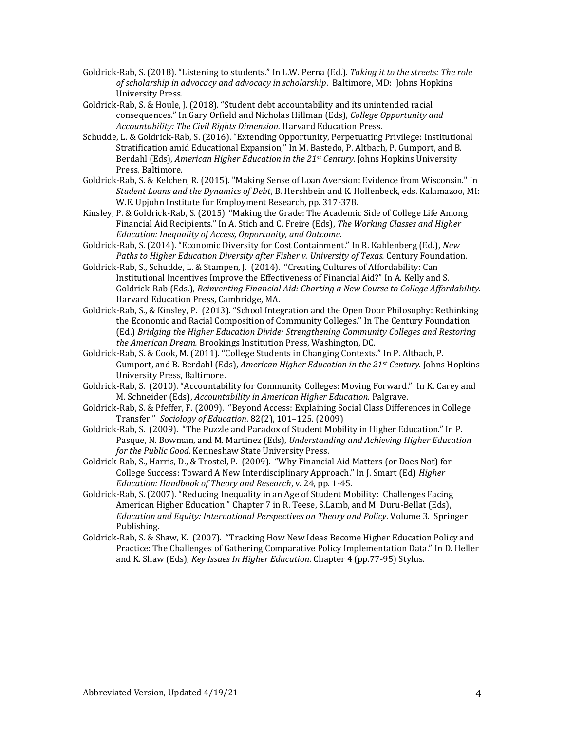Goldrick-Rab, S. (2018). "Listening to students." In L.W. Perna (Ed.). *Taking it to the streets: The role of scholarship in advocacy and advocacy in scholarship*. Baltimore, MD: Johns Hopkins University Press.

Goldrick-Rab, S. & Houle, J. (2018). "Student debt accountability and its unintended racial consequences." In Gary Orfield and Nicholas Hillman (Eds), *College Opportunity and Accountability: The Civil Rights Dimension.* Harvard Education Press.

Schudde, L. & Goldrick-Rab, S. (2016). "Extending Opportunity, Perpetuating Privilege: Institutional Stratification amid Educational Expansion," In M. Bastedo, P. Altbach, P. Gumport, and B. Berdahl (Eds), *American Higher Education in the 21st Century.* Johns Hopkins University Press, Baltimore.

Goldrick-Rab, S. & Kelchen, R. (2015). "Making Sense of Loan Aversion: Evidence from Wisconsin." In *Student Loans and the Dynamics of Debt*, B. Hershbein and K. Hollenbeck, eds. Kalamazoo, MI: W.E. Upjohn Institute for Employment Research, pp. 317-378.

Kinsley, P. & Goldrick-Rab, S. (2015). "Making the Grade: The Academic Side of College Life Among Financial Aid Recipients." In A. Stich and C. Freire (Eds), *The Working Classes and Higher Education: Inequality of Access, Opportunity, and Outcome.*

Goldrick-Rab, S. (2014). "Economic Diversity for Cost Containment." In R. Kahlenberg (Ed.), *New Paths to Higher Education Diversity after Fisher v. University of Texas.* Century Foundation.

Goldrick-Rab, S., Schudde, L. & Stampen, J. (2014). "Creating Cultures of Affordability: Can Institutional Incentives Improve the Effectiveness of Financial Aid?" In A. Kelly and S. Goldrick-Rab (Eds.), *Reinventing Financial Aid: Charting a New Course to College Affordability.* Harvard Education Press, Cambridge, MA.

Goldrick-Rab, S., & Kinsley, P. (2013). "School Integration and the Open Door Philosophy: Rethinking the Economic and Racial Composition of Community Colleges." In The Century Foundation (Ed.) *Bridging the Higher Education Divide: Strengthening Community Colleges and Restoring the American Dream.* Brookings Institution Press, Washington, DC.

Goldrick-Rab, S. & Cook, M. (2011). "College Students in Changing Contexts." In P. Altbach, P. Gumport, and B. Berdahl (Eds), *American Higher Education in the 21st Century.* Johns Hopkins University Press, Baltimore.

Goldrick-Rab, S. (2010). "Accountability for Community Colleges: Moving Forward." In K. Carey and M. Schneider (Eds), *Accountability in American Higher Education.* Palgrave.

Goldrick-Rab, S. & Pfeffer, F. (2009). "Beyond Access: Explaining Social Class Differences in College Transfer." *Sociology of Education*. 82(2), 101–125. (2009)

Goldrick-Rab, S. (2009). "The Puzzle and Paradox of Student Mobility in Higher Education." In P. Pasque, N. Bowman, and M. Martinez (Eds), *Understanding and Achieving Higher Education for the Public Good*. Kenneshaw State University Press.

Goldrick-Rab, S., Harris, D., & Trostel, P. (2009). "Why Financial Aid Matters (or Does Not) for College Success: Toward A New Interdisciplinary Approach." In J. Smart (Ed) *Higher Education: Handbook of Theory and Research*, v. 24, pp. 1-45.

Goldrick-Rab, S. (2007). "Reducing Inequality in an Age of Student Mobility: Challenges Facing American Higher Education." Chapter 7 in R. Teese, S.Lamb, and M. Duru-Bellat (Eds), *Education and Equity: International Perspectives on Theory and Policy*. Volume 3. Springer Publishing.

Goldrick-Rab, S. & Shaw, K. (2007). "Tracking How New Ideas Become Higher Education Policy and Practice: The Challenges of Gathering Comparative Policy Implementation Data." In D. Heller and K. Shaw (Eds), *Key Issues In Higher Education*. Chapter 4 (pp.77-95) Stylus.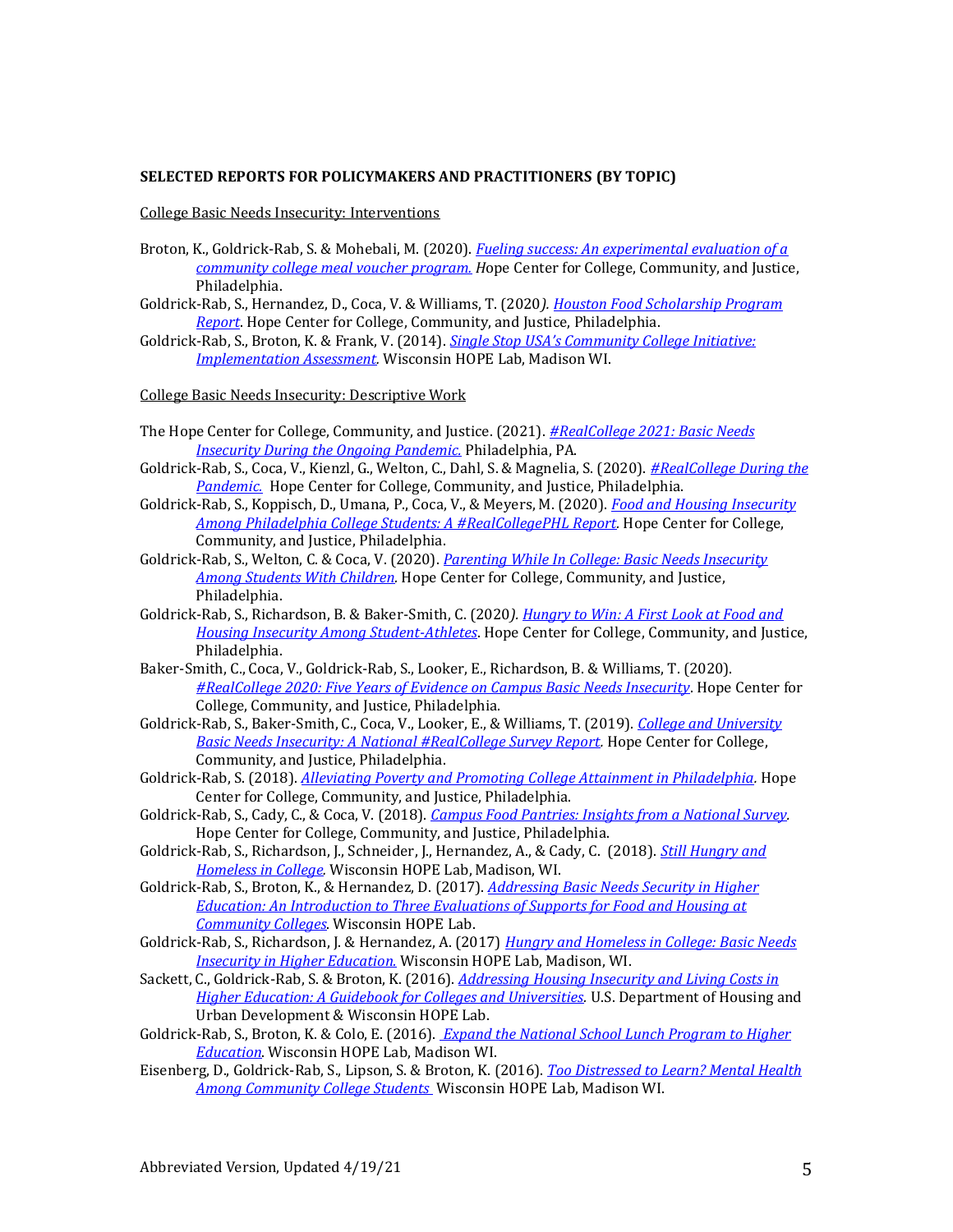**SELECTED REPORTS FOR POLICYMAKERS AND PRACTITIONERS (BY TOPIC)**

College Basic Needs Insecurity: Interventions

Broton, K., Goldrick-Rab, S. & Mohebali, M. (2020). *Fueling success: An experimental evaluation of a community college meal voucher program.* Hope Center for College, Community, and Justice, Philadelphia.

Goldrick-Rab, S., Hernandez, D., Coca, V. & Williams, T. (2020*)*. *Houston Food Scholarship Program Report*. Hope Center for College, Community, and Justice, Philadelphia.

Goldrick-Rab, S., Broton, K. & Frank, V. (2014). *Single Stop USA's Community College Initiative: Implementation Assessment.* Wisconsin HOPE Lab, Madison WI.

College Basic Needs Insecurity: Descriptive Work

The Hope Center for College, Community, and Justice. (2021). *#RealCollege 2021: Basic Needs Insecurity During the Ongoing Pandemic.* Philadelphia, PA.

Goldrick-Rab, S., Coca, V., Kienzl, G., Welton, C., Dahl, S. & Magnelia, S. (2020). *#RealCollege During the Pandemic.* Hope Center for College, Community, and Justice, Philadelphia.

Goldrick-Rab, S., Koppisch, D., Umana, P., Coca, V., & Meyers, M. (2020). *Food and Housing Insecurity Among Philadelphia College Students: A #RealCollegePHL Report*. Hope Center for College, Community, and Justice, Philadelphia.

Goldrick-Rab, S., Welton, C. & Coca, V. (2020). *Parenting While In College: Basic Needs Insecurity Among Students With Children.* Hope Center for College, Community, and Justice, Philadelphia.

Goldrick-Rab, S., Richardson, B. & Baker-Smith, C. (2020*)*. *Hungry to Win: A First Look at Food and Housing Insecurity Among Student-Athletes*. Hope Center for College, Community, and Justice, Philadelphia.

Baker-Smith, C., Coca, V., Goldrick-Rab, S., Looker, E., Richardson, B. & Williams, T. (2020). *#RealCollege 2020: Five Years of Evidence on Campus Basic Needs Insecurity*. Hope Center for College, Community, and Justice, Philadelphia.

Goldrick-Rab, S., Baker-Smith, C., Coca, V., Looker, E., & Williams, T. (2019). *College and University Basic Needs Insecurity: A National #RealCollege Survey Report.* Hope Center for College, Community, and Justice, Philadelphia.

Goldrick-Rab, S. (2018). *Alleviating Poverty and Promoting College Attainment in Philadelphia.* Hope Center for College, Community, and Justice, Philadelphia.

Goldrick-Rab, S., Cady, C., & Coca, V. (2018). *Campus Food Pantries: Insights from a National Survey.* Hope Center for College, Community, and Justice, Philadelphia.

Goldrick-Rab, S., Richardson, J., Schneider, J., Hernandez, A., & Cady, C. (2018). *Still Hungry and Homeless in College.* Wisconsin HOPE Lab, Madison, WI.

Goldrick-Rab, S., Broton, K., & Hernandez, D. (2017). *Addressing Basic Needs Security in Higher Education: An Introduction to Three Evaluations of Supports for Food and Housing at Community Colleges.* Wisconsin HOPE Lab.

Goldrick-Rab, S., Richardson, J. & Hernandez, A. (2017) *Hungry and Homeless in College: Basic Needs Insecurity in Higher Education.* Wisconsin HOPE Lab, Madison, WI.

Sackett, C., Goldrick-Rab, S. & Broton, K. (2016). *Addressing Housing Insecurity and Living Costs in Higher Education: A Guidebook for Colleges and Universities.* U.S. Department of Housing and Urban Development & Wisconsin HOPE Lab.

Goldrick-Rab, S., Broton, K. & Colo, E. (2016). *Expand the National School Lunch Program to Higher Education.* Wisconsin HOPE Lab, Madison WI.

Eisenberg, D., Goldrick-Rab, S., Lipson, S. & Broton, K. (2016). *Too Distressed to Learn? Mental Health Among Community College Students* Wisconsin HOPE Lab, Madison WI.

Abbreviated Version, Updated 4/19/21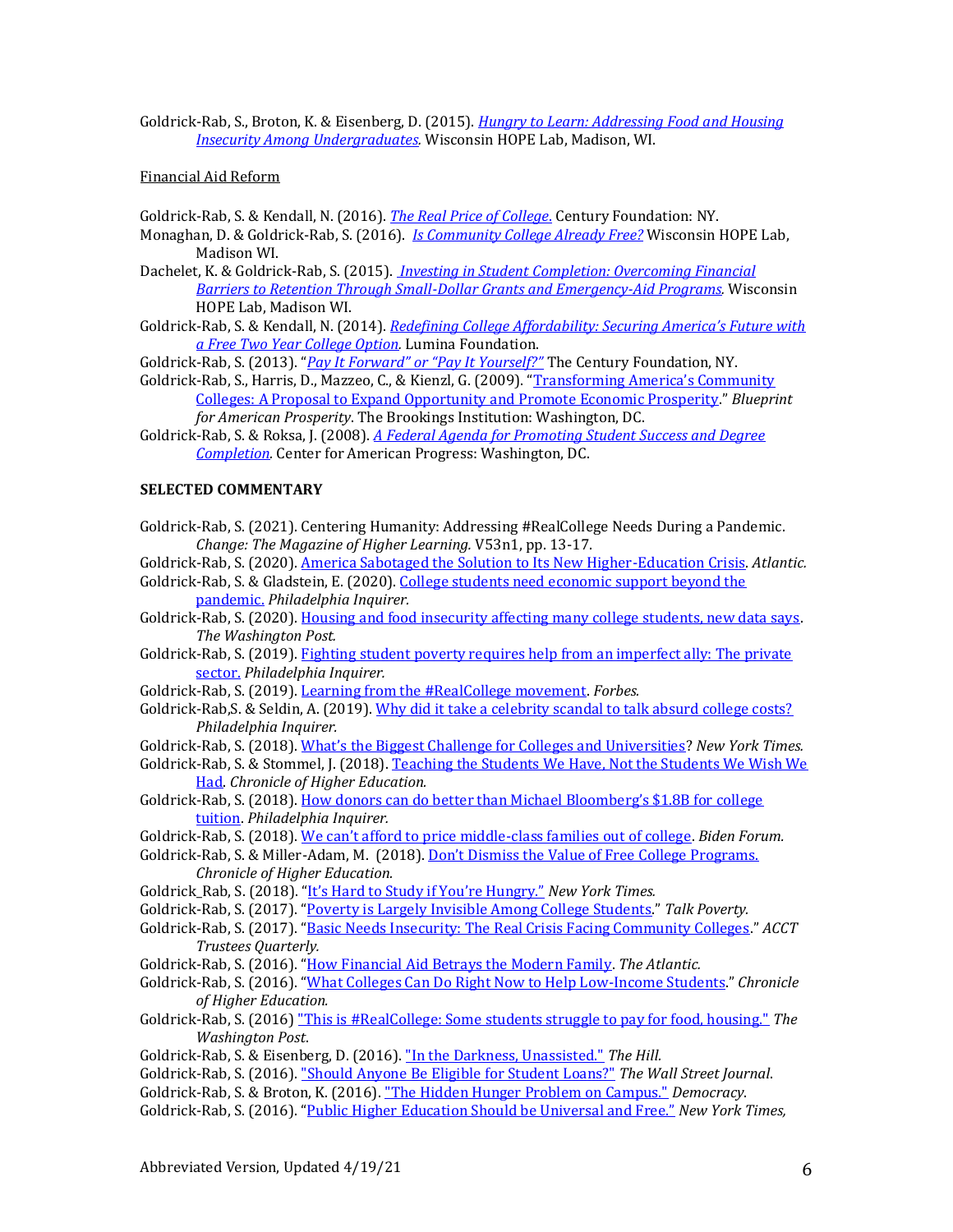Goldrick-Rab, S., Broton, K. & Eisenberg, D. (2015). *Hungry to Learn: Addressing Food and Housing Insecurity Among Undergraduates.* Wisconsin HOPE Lab, Madison, WI.

Financial Aid Reform

Goldrick-Rab, S. & Kendall, N. (2016). *The Real Price of College*. Century Foundation: NY.
Monaghan, D. & Goldrick-Rab, S. (2016). *Is Community College Already Free?* Wisconsin HOPE Lab, Madison WI.
Dachelet, K. & Goldrick-Rab, S. (2015). *Investing in Student Completion: Overcoming Financial Barriers to Retention Through Small-Dollar Grants and Emergency-Aid Programs.* Wisconsin HOPE Lab, Madison WI.
Goldrick-Rab, S. & Kendall, N. (2014). *Redefining College Affordability: Securing America's Future with a Free Two Year College Option.* Lumina Foundation.
Goldrick-Rab, S. (2013). "*Pay It Forward" or "Pay It Yourself?"* The Century Foundation, NY.
Goldrick-Rab, S., Harris, D., Mazzeo, C., & Kienzl, G. (2009). "Transforming America's Community Colleges: A Proposal to Expand Opportunity and Promote Economic Prosperity." *Blueprint for American Prosperity*. The Brookings Institution: Washington, DC.
Goldrick-Rab, S. & Roksa, J. (2008). *A Federal Agenda for Promoting Student Success and Degree Completion.* Center for American Progress: Washington, DC.

**SELECTED COMMENTARY**

Goldrick-Rab, S. (2021). Centering Humanity: Addressing #RealCollege Needs During a Pandemic. *Change: The Magazine of Higher Learning.* V53n1, pp. 13-17.
Goldrick-Rab, S. (2020). America Sabotaged the Solution to Its New Higher-Education Crisis. *Atlantic.*
Goldrick-Rab, S. & Gladstein, E. (2020). College students need economic support beyond the pandemic. *Philadelphia Inquirer.*
Goldrick-Rab, S. (2020). Housing and food insecurity affecting many college students, new data says. *The Washington Post.*
Goldrick-Rab, S. (2019). Fighting student poverty requires help from an imperfect ally: The private sector. *Philadelphia Inquirer.*
Goldrick-Rab, S. (2019). Learning from the #RealCollege movement. *Forbes.*
Goldrick-Rab,S. & Seldin, A. (2019). Why did it take a celebrity scandal to talk absurd college costs? *Philadelphia Inquirer.*
Goldrick-Rab, S. (2018). What's the Biggest Challenge for Colleges and Universities? *New York Times.*
Goldrick-Rab, S. & Stommel, J. (2018). Teaching the Students We Have, Not the Students We Wish We Had. *Chronicle of Higher Education.*
Goldrick-Rab, S. (2018). How donors can do better than Michael Bloomberg's $1.8B for college tuition. *Philadelphia Inquirer.*
Goldrick-Rab, S. (2018). We can't afford to price middle-class families out of college. *Biden Forum.*
Goldrick-Rab, S. & Miller-Adam, M. (2018). Don't Dismiss the Value of Free College Programs. *Chronicle of Higher Education.*
Goldrick_Rab, S. (2018). "It's Hard to Study if You're Hungry." *New York Times.*
Goldrick-Rab, S. (2017). "Poverty is Largely Invisible Among College Students." *Talk Poverty.*
Goldrick-Rab, S. (2017). "Basic Needs Insecurity: The Real Crisis Facing Community Colleges." *ACCT Trustees Quarterly.*
Goldrick-Rab, S. (2016). "How Financial Aid Betrays the Modern Family. *The Atlantic.*
Goldrick-Rab, S. (2016). "What Colleges Can Do Right Now to Help Low-Income Students." *Chronicle of Higher Education.*
Goldrick-Rab, S. (2016) "This is #RealCollege: Some students struggle to pay for food, housing." *The Washington Post.*
Goldrick-Rab, S. & Eisenberg, D. (2016). "In the Darkness, Unassisted." *The Hill.*
Goldrick-Rab, S. (2016). "Should Anyone Be Eligible for Student Loans?" *The Wall Street Journal.*
Goldrick-Rab, S. & Broton, K. (2016). "The Hidden Hunger Problem on Campus." *Democracy.*
Goldrick-Rab, S. (2016). "Public Higher Education Should be Universal and Free." *New York Times,*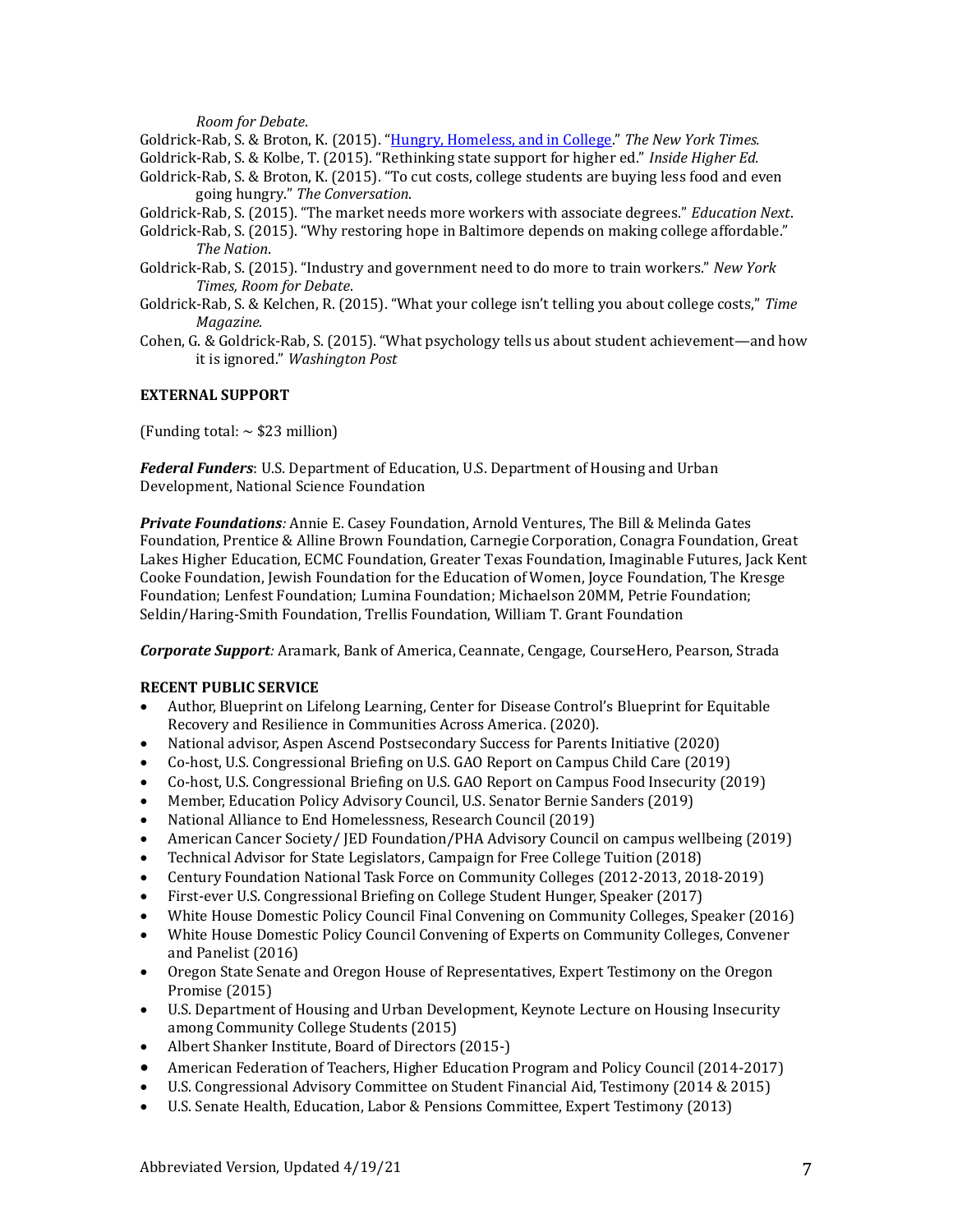*Room for Debate*.

Goldrick-Rab, S. & Broton, K. (2015). "Hungry, Homeless, and in College." *The New York Times.*

Goldrick-Rab, S. & Kolbe, T. (2015). "Rethinking state support for higher ed." *Inside Higher Ed.*

Goldrick-Rab, S. & Broton, K. (2015). "To cut costs, college students are buying less food and even going hungry." *The Conversation*.

Goldrick-Rab, S. (2015). "The market needs more workers with associate degrees." *Education Next*.

Goldrick-Rab, S. (2015). "Why restoring hope in Baltimore depends on making college affordable." *The Nation*.

Goldrick-Rab, S. (2015). "Industry and government need to do more to train workers." *New York Times, Room for Debate*.

Goldrick-Rab, S. & Kelchen, R. (2015). "What your college isn't telling you about college costs," *Time Magazine.*

Cohen, G. & Goldrick-Rab, S. (2015). "What psychology tells us about student achievement—and how it is ignored." *Washington Post*

**EXTERNAL SUPPORT**

(Funding total: ~ $23 million)

***Federal Funders***: U.S. Department of Education, U.S. Department of Housing and Urban Development, National Science Foundation

***Private Foundations****:* Annie E. Casey Foundation, Arnold Ventures, The Bill & Melinda Gates Foundation, Prentice & Alline Brown Foundation, Carnegie Corporation, Conagra Foundation, Great Lakes Higher Education, ECMC Foundation, Greater Texas Foundation, Imaginable Futures, Jack Kent Cooke Foundation, Jewish Foundation for the Education of Women, Joyce Foundation, The Kresge Foundation; Lenfest Foundation; Lumina Foundation; Michaelson 20MM, Petrie Foundation; Seldin/Haring-Smith Foundation, Trellis Foundation, William T. Grant Foundation

***Corporate Support****:* Aramark, Bank of America, Ceannate, Cengage, CourseHero, Pearson, Strada

**RECENT PUBLIC SERVICE**

- Author, Blueprint on Lifelong Learning, Center for Disease Control's Blueprint for Equitable Recovery and Resilience in Communities Across America. (2020).
- National advisor, Aspen Ascend Postsecondary Success for Parents Initiative (2020)
- Co-host, U.S. Congressional Briefing on U.S. GAO Report on Campus Child Care (2019)
- Co-host, U.S. Congressional Briefing on U.S. GAO Report on Campus Food Insecurity (2019)
- Member, Education Policy Advisory Council, U.S. Senator Bernie Sanders (2019)
- National Alliance to End Homelessness, Research Council (2019)
- American Cancer Society/ JED Foundation/PHA Advisory Council on campus wellbeing (2019)
- Technical Advisor for State Legislators, Campaign for Free College Tuition (2018)
- Century Foundation National Task Force on Community Colleges (2012-2013, 2018-2019)
- First-ever U.S. Congressional Briefing on College Student Hunger, Speaker (2017)
- White House Domestic Policy Council Final Convening on Community Colleges, Speaker (2016)
- White House Domestic Policy Council Convening of Experts on Community Colleges, Convener and Panelist (2016)
- Oregon State Senate and Oregon House of Representatives, Expert Testimony on the Oregon Promise (2015)
- U.S. Department of Housing and Urban Development, Keynote Lecture on Housing Insecurity among Community College Students (2015)
- Albert Shanker Institute, Board of Directors (2015-)
- American Federation of Teachers, Higher Education Program and Policy Council (2014-2017)
- U.S. Congressional Advisory Committee on Student Financial Aid, Testimony (2014 & 2015)
- U.S. Senate Health, Education, Labor & Pensions Committee, Expert Testimony (2013)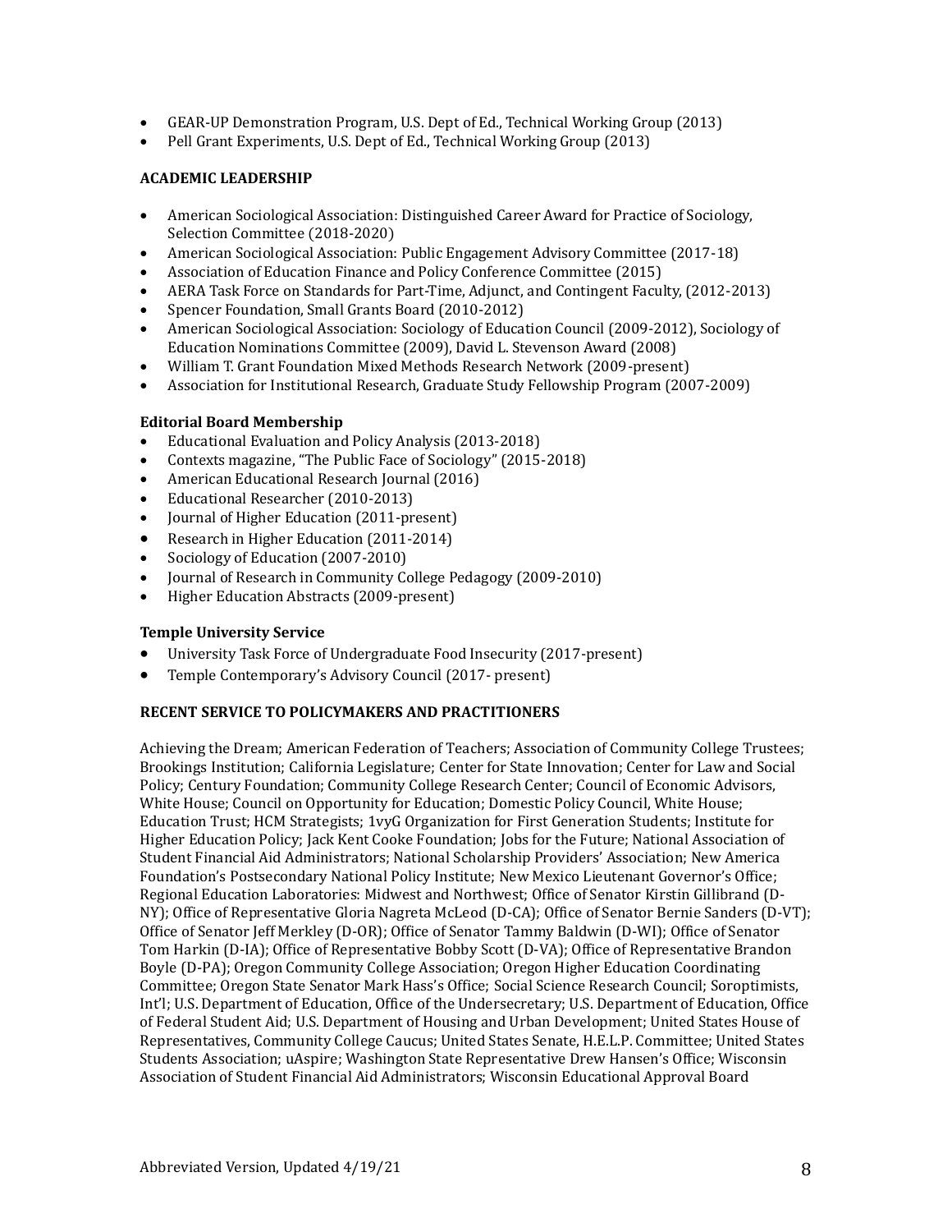- GEAR-UP Demonstration Program, U.S. Dept of Ed., Technical Working Group (2013)
- Pell Grant Experiments, U.S. Dept of Ed., Technical Working Group (2013)

**ACADEMIC LEADERSHIP**

- American Sociological Association: Distinguished Career Award for Practice of Sociology, Selection Committee (2018-2020)
- American Sociological Association: Public Engagement Advisory Committee (2017-18)
- Association of Education Finance and Policy Conference Committee (2015)
- AERA Task Force on Standards for Part-Time, Adjunct, and Contingent Faculty, (2012-2013)
- Spencer Foundation, Small Grants Board (2010-2012)
- American Sociological Association: Sociology of Education Council (2009-2012), Sociology of Education Nominations Committee (2009), David L. Stevenson Award (2008)
- William T. Grant Foundation Mixed Methods Research Network (2009-present)
- Association for Institutional Research, Graduate Study Fellowship Program (2007-2009)

**Editorial Board Membership**

- Educational Evaluation and Policy Analysis (2013-2018)
- Contexts magazine, "The Public Face of Sociology" (2015-2018)
- American Educational Research Journal (2016)
- Educational Researcher (2010-2013)
- Journal of Higher Education (2011-present)
- Research in Higher Education (2011-2014)
- Sociology of Education (2007-2010)
- Journal of Research in Community College Pedagogy (2009-2010)
- Higher Education Abstracts (2009-present)

**Temple University Service**

- University Task Force of Undergraduate Food Insecurity (2017-present)
- Temple Contemporary's Advisory Council (2017- present)

**RECENT SERVICE TO POLICYMAKERS AND PRACTITIONERS**

Achieving the Dream; American Federation of Teachers; Association of Community College Trustees; Brookings Institution; California Legislature; Center for State Innovation; Center for Law and Social Policy; Century Foundation; Community College Research Center; Council of Economic Advisors, White House; Council on Opportunity for Education; Domestic Policy Council, White House; Education Trust; HCM Strategists; 1vyG Organization for First Generation Students; Institute for Higher Education Policy; Jack Kent Cooke Foundation; Jobs for the Future; National Association of Student Financial Aid Administrators; National Scholarship Providers' Association; New America Foundation's Postsecondary National Policy Institute; New Mexico Lieutenant Governor's Office; Regional Education Laboratories: Midwest and Northwest; Office of Senator Kirstin Gillibrand (D-NY); Office of Representative Gloria Nagreta McLeod (D-CA); Office of Senator Bernie Sanders (D-VT); Office of Senator Jeff Merkley (D-OR); Office of Senator Tammy Baldwin (D-WI); Office of Senator Tom Harkin (D-IA); Office of Representative Bobby Scott (D-VA); Office of Representative Brandon Boyle (D-PA); Oregon Community College Association; Oregon Higher Education Coordinating Committee; Oregon State Senator Mark Hass's Office; Social Science Research Council; Soroptimists, Int'l; U.S. Department of Education, Office of the Undersecretary; U.S. Department of Education, Office of Federal Student Aid; U.S. Department of Housing and Urban Development; United States House of Representatives, Community College Caucus; United States Senate, H.E.L.P. Committee; United States Students Association; uAspire; Washington State Representative Drew Hansen's Office; Wisconsin Association of Student Financial Aid Administrators; Wisconsin Educational Approval Board